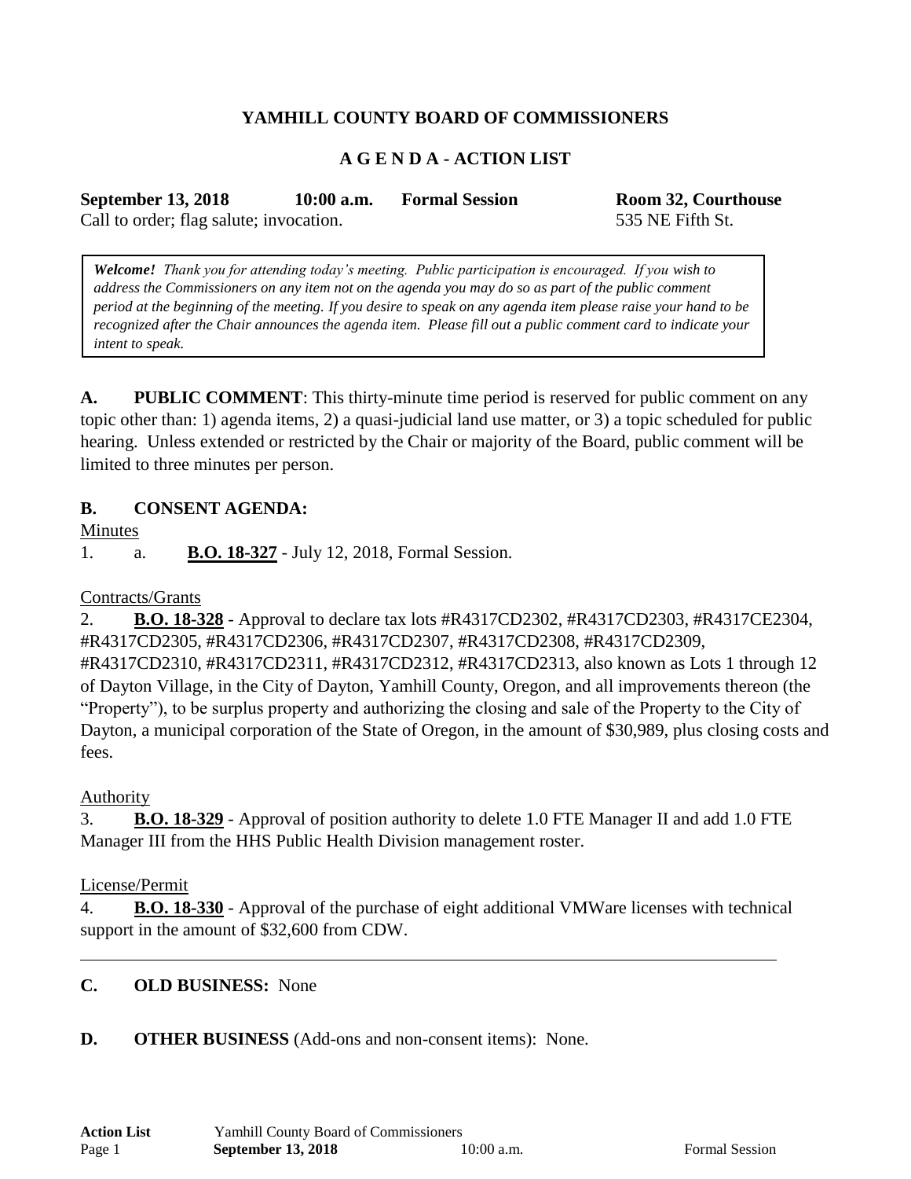**YAMHILL COUNTY BOARD OF COMMISSIONERS**

**A G E N D A - ACTION LIST**

**September 13, 2018** **10:00 a.m.** **Formal Session** **Room 32, Courthouse**
Call to order; flag salute; invocation. 535 NE Fifth St.

> ***Welcome!*** *Thank you for attending today's meeting. Public participation is encouraged. If you wish to address the Commissioners on any item not on the agenda you may do so as part of the public comment period at the beginning of the meeting. If you desire to speak on any agenda item please raise your hand to be recognized after the Chair announces the agenda item. Please fill out a public comment card to indicate your intent to speak.*

**A. PUBLIC COMMENT**: This thirty-minute time period is reserved for public comment on any topic other than: 1) agenda items, 2) a quasi-judicial land use matter, or 3) a topic scheduled for public hearing. Unless extended or restricted by the Chair or majority of the Board, public comment will be limited to three minutes per person.

**B. CONSENT AGENDA:**

Minutes

1. a. **B.O. 18-327** - July 12, 2018, Formal Session.

Contracts/Grants

2. **B.O. 18-328** - Approval to declare tax lots #R4317CD2302, #R4317CD2303, #R4317CE2304, #R4317CD2305, #R4317CD2306, #R4317CD2307, #R4317CD2308, #R4317CD2309, #R4317CD2310, #R4317CD2311, #R4317CD2312, #R4317CD2313, also known as Lots 1 through 12 of Dayton Village, in the City of Dayton, Yamhill County, Oregon, and all improvements thereon (the "Property"), to be surplus property and authorizing the closing and sale of the Property to the City of Dayton, a municipal corporation of the State of Oregon, in the amount of $30,989, plus closing costs and fees.

Authority

3. **B.O. 18-329** - Approval of position authority to delete 1.0 FTE Manager II and add 1.0 FTE Manager III from the HHS Public Health Division management roster.

License/Permit

4. **B.O. 18-330** - Approval of the purchase of eight additional VMWare licenses with technical support in the amount of $32,600 from CDW.

---

**C. OLD BUSINESS:** None

**D. OTHER BUSINESS** (Add-ons and non-consent items): None.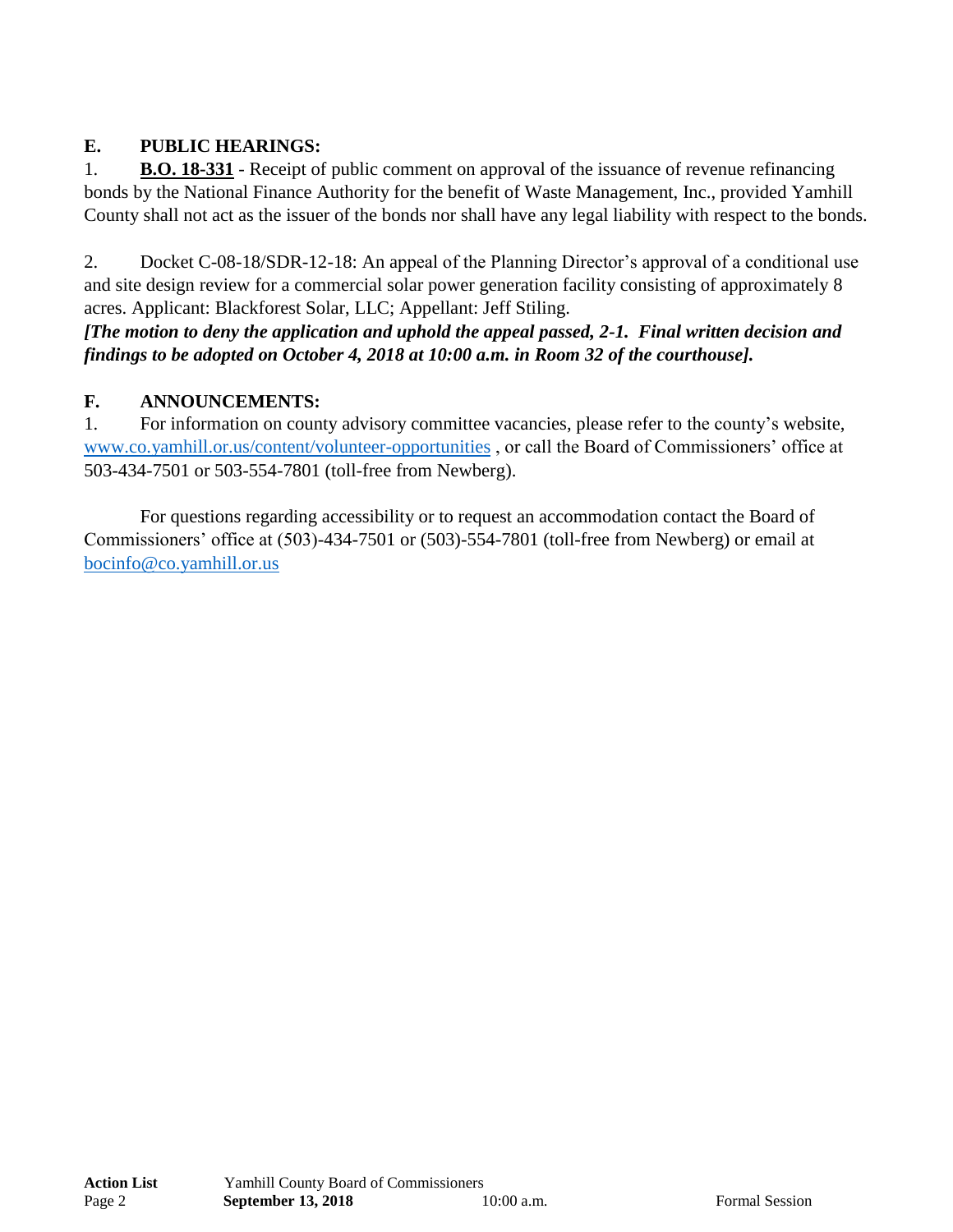## E. PUBLIC HEARINGS:

1. **B.O. 18-331** - Receipt of public comment on approval of the issuance of revenue refinancing bonds by the National Finance Authority for the benefit of Waste Management, Inc., provided Yamhill County shall not act as the issuer of the bonds nor shall have any legal liability with respect to the bonds.

2. Docket C-08-18/SDR-12-18: An appeal of the Planning Director's approval of a conditional use and site design review for a commercial solar power generation facility consisting of approximately 8 acres. Applicant: Blackforest Solar, LLC; Appellant: Jeff Stiling.
***[The motion to deny the application and uphold the appeal passed, 2-1. Final written decision and findings to be adopted on October 4, 2018 at 10:00 a.m. in Room 32 of the courthouse].***

## F. ANNOUNCEMENTS:

1. For information on county advisory committee vacancies, please refer to the county's website, www.co.yamhill.or.us/content/volunteer-opportunities , or call the Board of Commissioners' office at 503-434-7501 or 503-554-7801 (toll-free from Newberg).

For questions regarding accessibility or to request an accommodation contact the Board of Commissioners' office at (503)-434-7501 or (503)-554-7801 (toll-free from Newberg) or email at bocinfo@co.yamhill.or.us